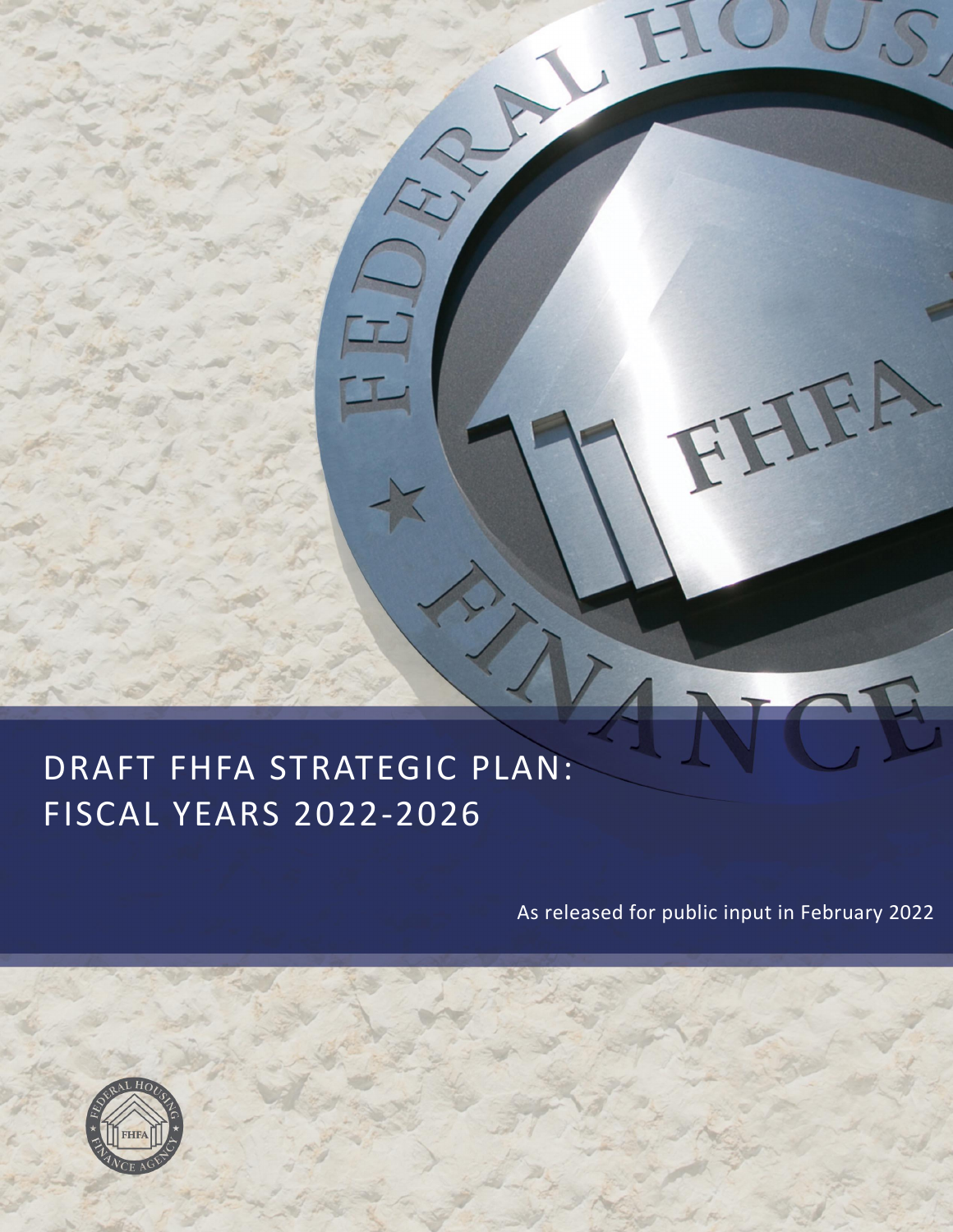# DRAFT FHFA STRATEGIC PLAN: FISCAL YEARS 2022-2026

As released for public input in February 2022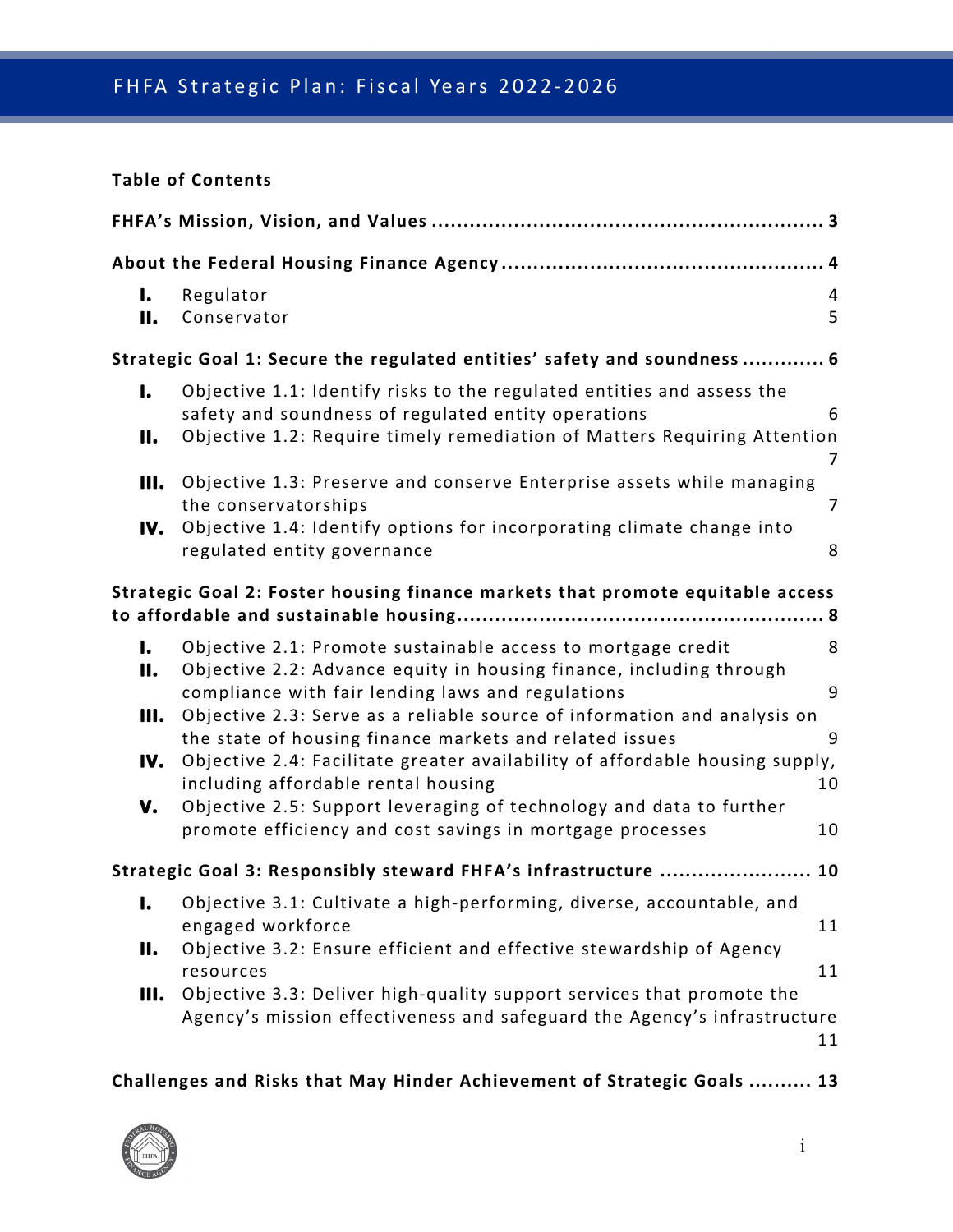**Table of Contents**

**FHFA's Mission, Vision, and Values ............................................................ 3**

**About the Federal Housing Finance Agency ................................................. 4**

- **I.** Regulator 4
- **II.** Conservator 5

**Strategic Goal 1: Secure the regulated entities' safety and soundness ............ 6**

- **I.** Objective 1.1: Identify risks to the regulated entities and assess the safety and soundness of regulated entity operations 6
- **II.** Objective 1.2: Require timely remediation of Matters Requiring Attention 7
- **III.** Objective 1.3: Preserve and conserve Enterprise assets while managing the conservatorships 7
- **IV.** Objective 1.4: Identify options for incorporating climate change into regulated entity governance 8

**Strategic Goal 2: Foster housing finance markets that promote equitable access to affordable and sustainable housing ........................................................ 8**

- **I.** Objective 2.1: Promote sustainable access to mortgage credit 8
- **II.** Objective 2.2: Advance equity in housing finance, including through compliance with fair lending laws and regulations 9
- **III.** Objective 2.3: Serve as a reliable source of information and analysis on the state of housing finance markets and related issues 9
- **IV.** Objective 2.4: Facilitate greater availability of affordable housing supply, including affordable rental housing 10
- **V.** Objective 2.5: Support leveraging of technology and data to further promote efficiency and cost savings in mortgage processes 10

**Strategic Goal 3: Responsibly steward FHFA's infrastructure ....................... 10**

- **I.** Objective 3.1: Cultivate a high-performing, diverse, accountable, and engaged workforce 11
- **II.** Objective 3.2: Ensure efficient and effective stewardship of Agency resources 11
- **III.** Objective 3.3: Deliver high-quality support services that promote the Agency's mission effectiveness and safeguard the Agency's infrastructure 11

**Challenges and Risks that May Hinder Achievement of Strategic Goals .......... 13**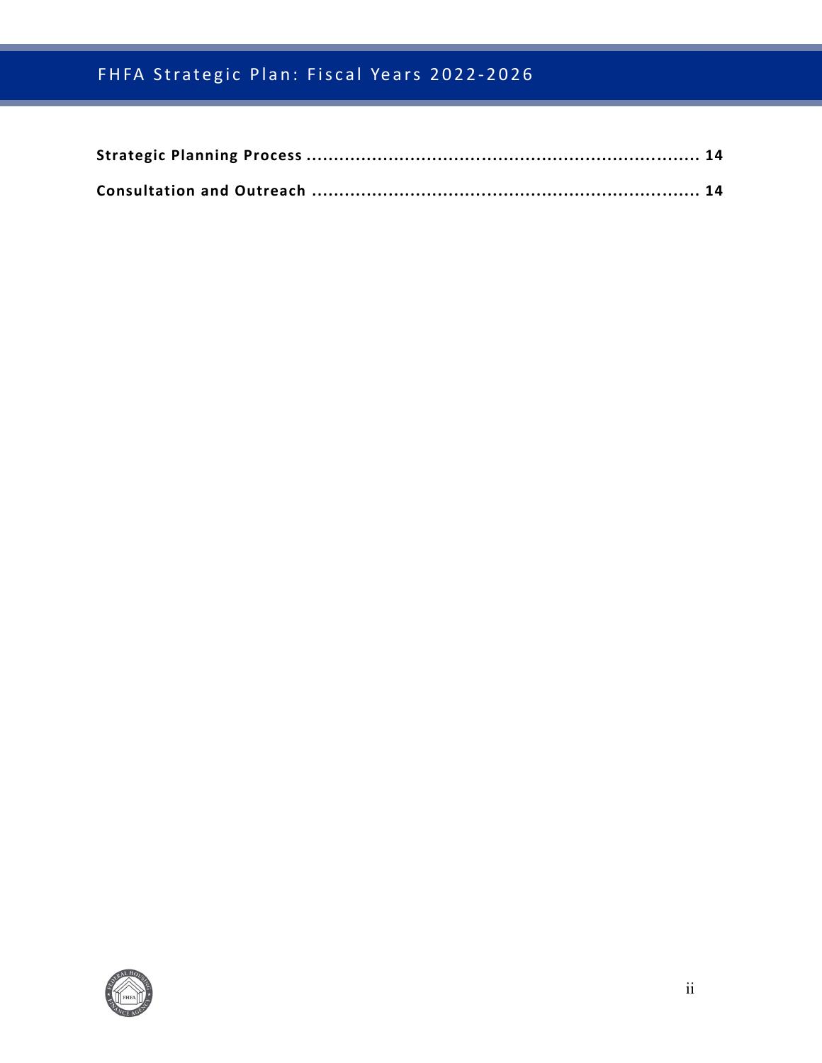**Strategic Planning Process ........................................................................ 14**

**Consultation and Outreach ........................................................................ 14**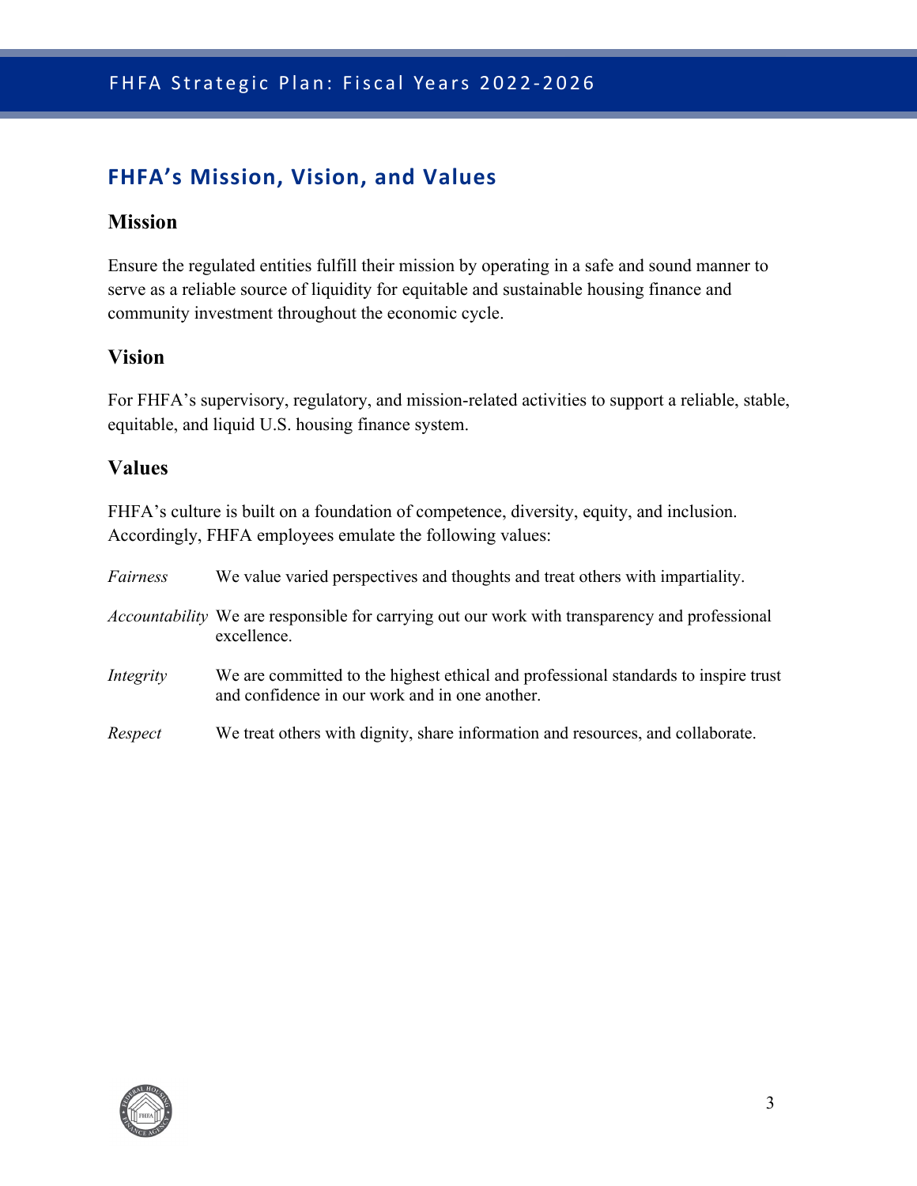## FHFA's Mission, Vision, and Values

### Mission

Ensure the regulated entities fulfill their mission by operating in a safe and sound manner to serve as a reliable source of liquidity for equitable and sustainable housing finance and community investment throughout the economic cycle.

### Vision

For FHFA's supervisory, regulatory, and mission-related activities to support a reliable, stable, equitable, and liquid U.S. housing finance system.

### Values

FHFA's culture is built on a foundation of competence, diversity, equity, and inclusion. Accordingly, FHFA employees emulate the following values:

*Fairness* We value varied perspectives and thoughts and treat others with impartiality.

*Accountability* We are responsible for carrying out our work with transparency and professional excellence.

*Integrity* We are committed to the highest ethical and professional standards to inspire trust and confidence in our work and in one another.

*Respect* We treat others with dignity, share information and resources, and collaborate.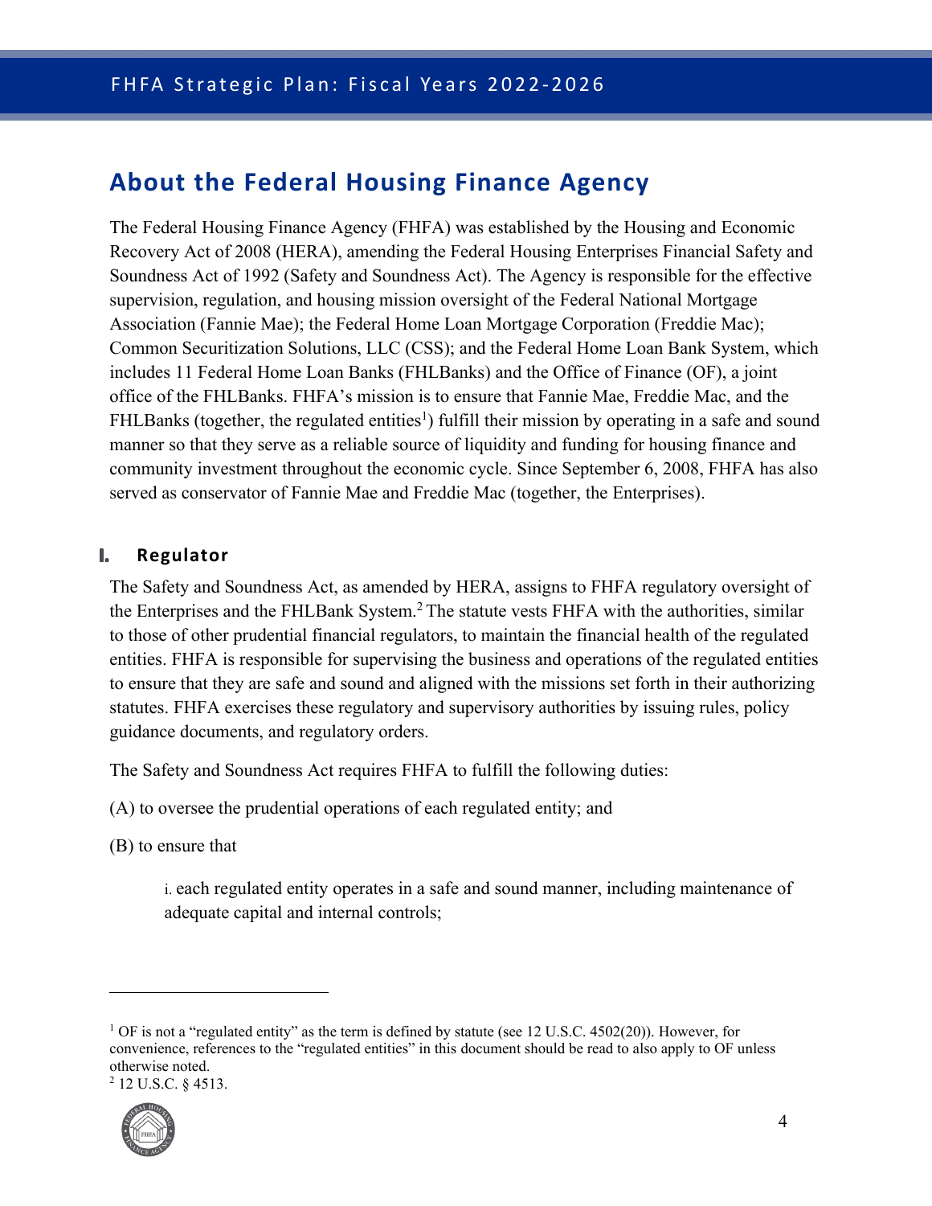## About the Federal Housing Finance Agency

The Federal Housing Finance Agency (FHFA) was established by the Housing and Economic Recovery Act of 2008 (HERA), amending the Federal Housing Enterprises Financial Safety and Soundness Act of 1992 (Safety and Soundness Act). The Agency is responsible for the effective supervision, regulation, and housing mission oversight of the Federal National Mortgage Association (Fannie Mae); the Federal Home Loan Mortgage Corporation (Freddie Mac); Common Securitization Solutions, LLC (CSS); and the Federal Home Loan Bank System, which includes 11 Federal Home Loan Banks (FHLBanks) and the Office of Finance (OF), a joint office of the FHLBanks. FHFA's mission is to ensure that Fannie Mae, Freddie Mac, and the FHLBanks (together, the regulated entities[1]) fulfill their mission by operating in a safe and sound manner so that they serve as a reliable source of liquidity and funding for housing finance and community investment throughout the economic cycle. Since September 6, 2008, FHFA has also served as conservator of Fannie Mae and Freddie Mac (together, the Enterprises).

### I. Regulator

The Safety and Soundness Act, as amended by HERA, assigns to FHFA regulatory oversight of the Enterprises and the FHLBank System.[2] The statute vests FHFA with the authorities, similar to those of other prudential financial regulators, to maintain the financial health of the regulated entities. FHFA is responsible for supervising the business and operations of the regulated entities to ensure that they are safe and sound and aligned with the missions set forth in their authorizing statutes. FHFA exercises these regulatory and supervisory authorities by issuing rules, policy guidance documents, and regulatory orders.

The Safety and Soundness Act requires FHFA to fulfill the following duties:

(A) to oversee the prudential operations of each regulated entity; and

(B) to ensure that

> i. each regulated entity operates in a safe and sound manner, including maintenance of adequate capital and internal controls;

---

[1] OF is not a "regulated entity" as the term is defined by statute (see 12 U.S.C. 4502(20)). However, for convenience, references to the "regulated entities" in this document should be read to also apply to OF unless otherwise noted.

[2] 12 U.S.C. § 4513.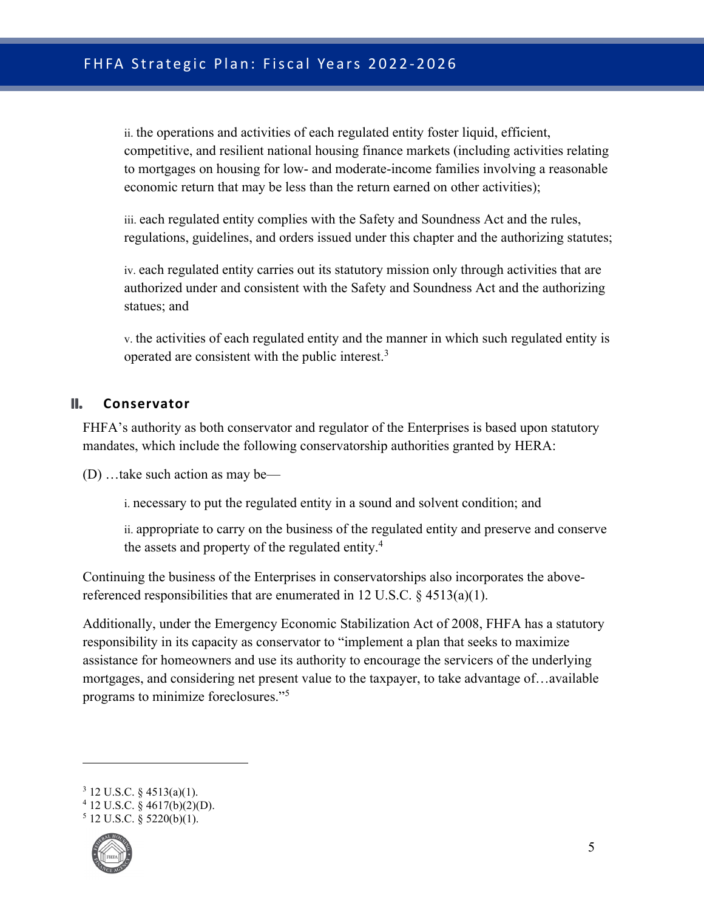ii. the operations and activities of each regulated entity foster liquid, efficient, competitive, and resilient national housing finance markets (including activities relating to mortgages on housing for low- and moderate-income families involving a reasonable economic return that may be less than the return earned on other activities);

iii. each regulated entity complies with the Safety and Soundness Act and the rules, regulations, guidelines, and orders issued under this chapter and the authorizing statutes;

iv. each regulated entity carries out its statutory mission only through activities that are authorized under and consistent with the Safety and Soundness Act and the authorizing statues; and

v. the activities of each regulated entity and the manner in which such regulated entity is operated are consistent with the public interest.[3]

## II. Conservator

FHFA's authority as both conservator and regulator of the Enterprises is based upon statutory mandates, which include the following conservatorship authorities granted by HERA:

(D) …take such action as may be—

i. necessary to put the regulated entity in a sound and solvent condition; and

ii. appropriate to carry on the business of the regulated entity and preserve and conserve the assets and property of the regulated entity.[4]

Continuing the business of the Enterprises in conservatorships also incorporates the above-referenced responsibilities that are enumerated in 12 U.S.C. § 4513(a)(1).

Additionally, under the Emergency Economic Stabilization Act of 2008, FHFA has a statutory responsibility in its capacity as conservator to "implement a plan that seeks to maximize assistance for homeowners and use its authority to encourage the servicers of the underlying mortgages, and considering net present value to the taxpayer, to take advantage of…available programs to minimize foreclosures."[5]

---

[3] 12 U.S.C. § 4513(a)(1).
[4] 12 U.S.C. § 4617(b)(2)(D).
[5] 12 U.S.C. § 5220(b)(1).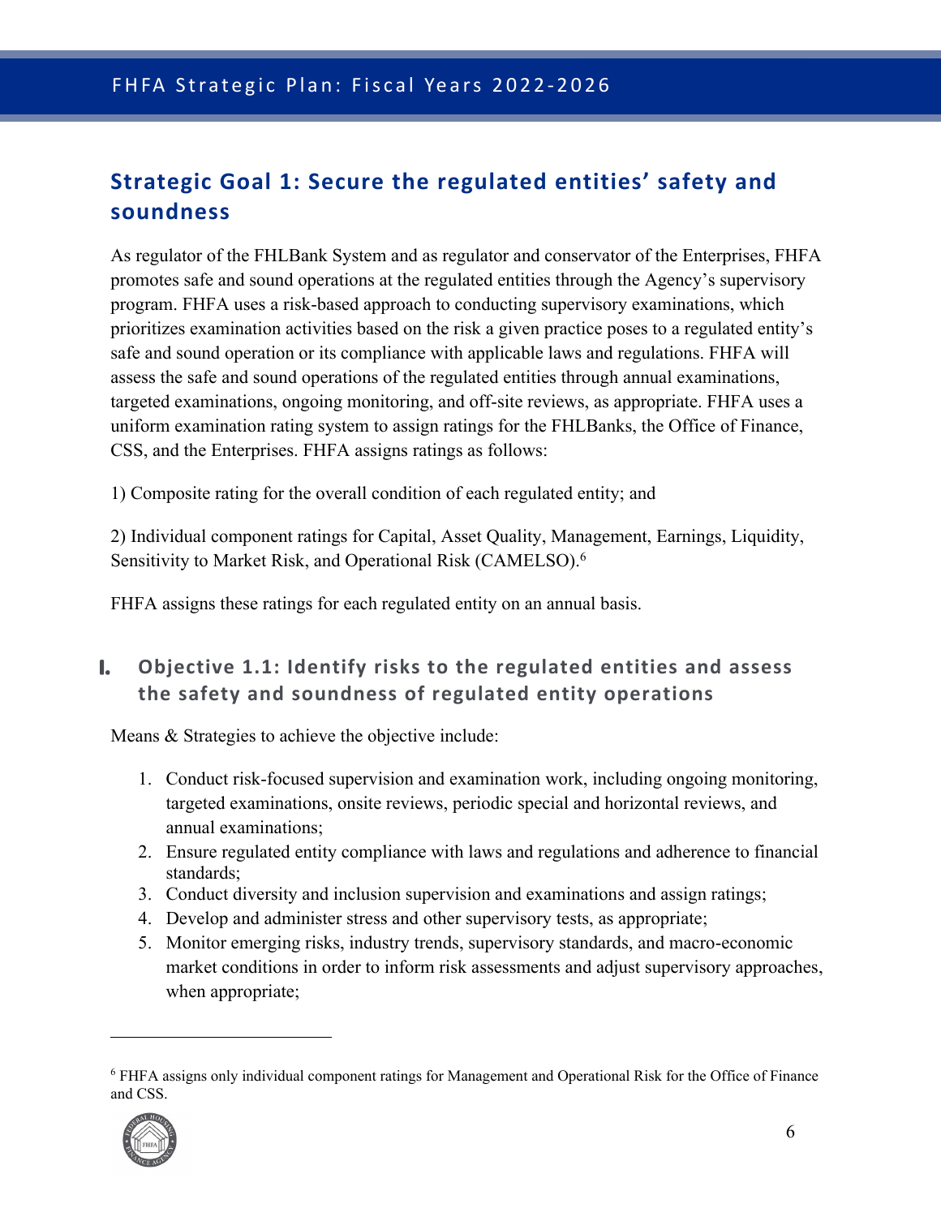## Strategic Goal 1: Secure the regulated entities' safety and soundness

As regulator of the FHLBank System and as regulator and conservator of the Enterprises, FHFA promotes safe and sound operations at the regulated entities through the Agency's supervisory program. FHFA uses a risk-based approach to conducting supervisory examinations, which prioritizes examination activities based on the risk a given practice poses to a regulated entity's safe and sound operation or its compliance with applicable laws and regulations. FHFA will assess the safe and sound operations of the regulated entities through annual examinations, targeted examinations, ongoing monitoring, and off-site reviews, as appropriate. FHFA uses a uniform examination rating system to assign ratings for the FHLBanks, the Office of Finance, CSS, and the Enterprises. FHFA assigns ratings as follows:

1) Composite rating for the overall condition of each regulated entity; and

2) Individual component ratings for Capital, Asset Quality, Management, Earnings, Liquidity, Sensitivity to Market Risk, and Operational Risk (CAMELSO).[6]

FHFA assigns these ratings for each regulated entity on an annual basis.

### I. Objective 1.1: Identify risks to the regulated entities and assess the safety and soundness of regulated entity operations

Means & Strategies to achieve the objective include:

1. Conduct risk-focused supervision and examination work, including ongoing monitoring, targeted examinations, onsite reviews, periodic special and horizontal reviews, and annual examinations;
2. Ensure regulated entity compliance with laws and regulations and adherence to financial standards;
3. Conduct diversity and inclusion supervision and examinations and assign ratings;
4. Develop and administer stress and other supervisory tests, as appropriate;
5. Monitor emerging risks, industry trends, supervisory standards, and macro-economic market conditions in order to inform risk assessments and adjust supervisory approaches, when appropriate;

---

[6] FHFA assigns only individual component ratings for Management and Operational Risk for the Office of Finance and CSS.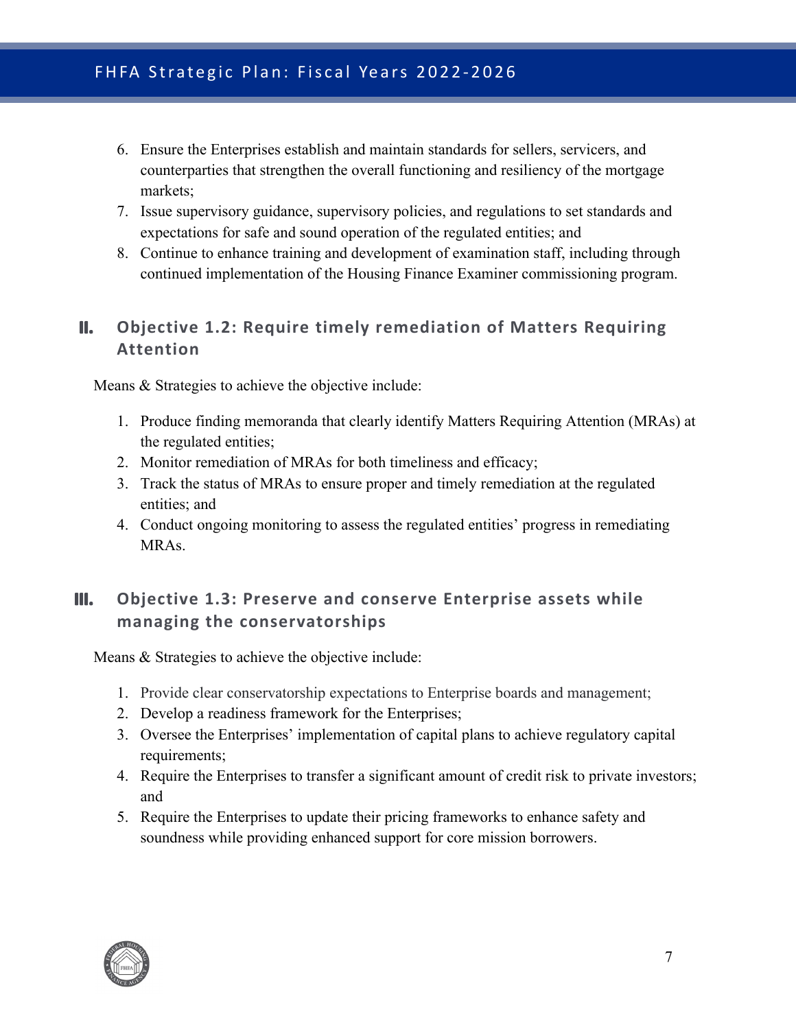6. Ensure the Enterprises establish and maintain standards for sellers, servicers, and counterparties that strengthen the overall functioning and resiliency of the mortgage markets;
7. Issue supervisory guidance, supervisory policies, and regulations to set standards and expectations for safe and sound operation of the regulated entities; and
8. Continue to enhance training and development of examination staff, including through continued implementation of the Housing Finance Examiner commissioning program.

## II. Objective 1.2: Require timely remediation of Matters Requiring Attention

Means & Strategies to achieve the objective include:

1. Produce finding memoranda that clearly identify Matters Requiring Attention (MRAs) at the regulated entities;
2. Monitor remediation of MRAs for both timeliness and efficacy;
3. Track the status of MRAs to ensure proper and timely remediation at the regulated entities; and
4. Conduct ongoing monitoring to assess the regulated entities' progress in remediating MRAs.

## III. Objective 1.3: Preserve and conserve Enterprise assets while managing the conservatorships

Means & Strategies to achieve the objective include:

1. Provide clear conservatorship expectations to Enterprise boards and management;
2. Develop a readiness framework for the Enterprises;
3. Oversee the Enterprises' implementation of capital plans to achieve regulatory capital requirements;
4. Require the Enterprises to transfer a significant amount of credit risk to private investors; and
5. Require the Enterprises to update their pricing frameworks to enhance safety and soundness while providing enhanced support for core mission borrowers.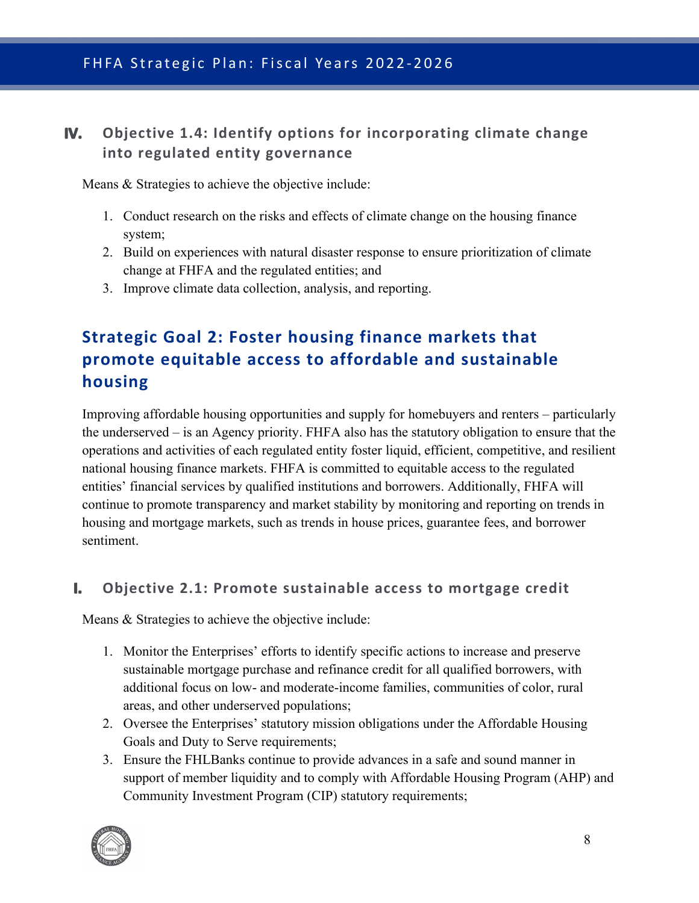### IV. Objective 1.4: Identify options for incorporating climate change into regulated entity governance

Means & Strategies to achieve the objective include:

1. Conduct research on the risks and effects of climate change on the housing finance system;
2. Build on experiences with natural disaster response to ensure prioritization of climate change at FHFA and the regulated entities; and
3. Improve climate data collection, analysis, and reporting.

## Strategic Goal 2: Foster housing finance markets that promote equitable access to affordable and sustainable housing

Improving affordable housing opportunities and supply for homebuyers and renters – particularly the underserved – is an Agency priority. FHFA also has the statutory obligation to ensure that the operations and activities of each regulated entity foster liquid, efficient, competitive, and resilient national housing finance markets. FHFA is committed to equitable access to the regulated entities' financial services by qualified institutions and borrowers. Additionally, FHFA will continue to promote transparency and market stability by monitoring and reporting on trends in housing and mortgage markets, such as trends in house prices, guarantee fees, and borrower sentiment.

### I. Objective 2.1: Promote sustainable access to mortgage credit

Means & Strategies to achieve the objective include:

1. Monitor the Enterprises' efforts to identify specific actions to increase and preserve sustainable mortgage purchase and refinance credit for all qualified borrowers, with additional focus on low- and moderate-income families, communities of color, rural areas, and other underserved populations;
2. Oversee the Enterprises' statutory mission obligations under the Affordable Housing Goals and Duty to Serve requirements;
3. Ensure the FHLBanks continue to provide advances in a safe and sound manner in support of member liquidity and to comply with Affordable Housing Program (AHP) and Community Investment Program (CIP) statutory requirements;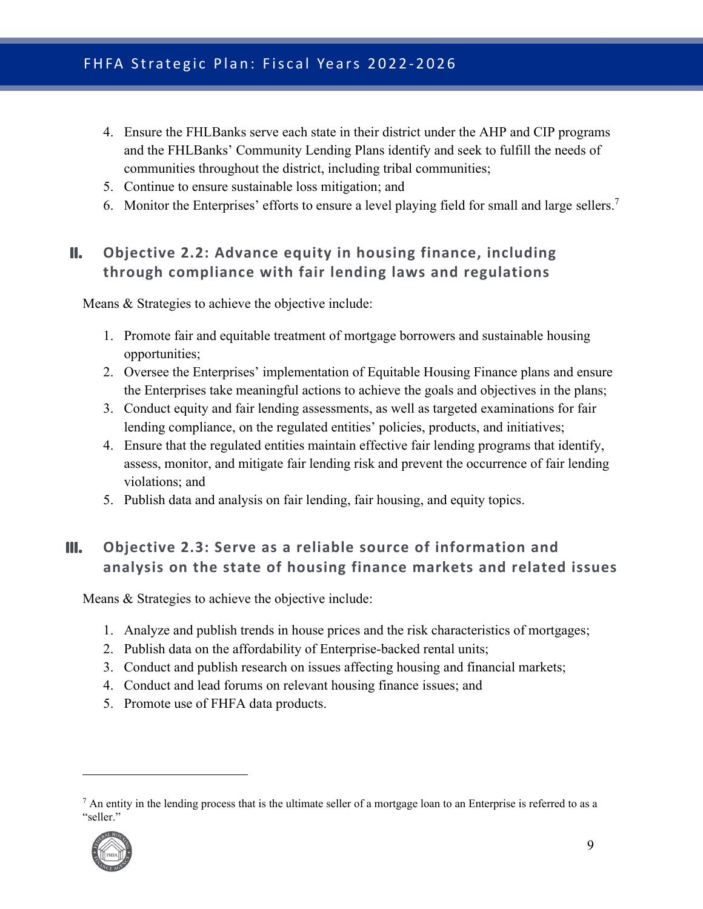4. Ensure the FHLBanks serve each state in their district under the AHP and CIP programs and the FHLBanks' Community Lending Plans identify and seek to fulfill the needs of communities throughout the district, including tribal communities;
5. Continue to ensure sustainable loss mitigation; and
6. Monitor the Enterprises' efforts to ensure a level playing field for small and large sellers.[7]

## II. Objective 2.2: Advance equity in housing finance, including through compliance with fair lending laws and regulations

Means & Strategies to achieve the objective include:

1. Promote fair and equitable treatment of mortgage borrowers and sustainable housing opportunities;
2. Oversee the Enterprises' implementation of Equitable Housing Finance plans and ensure the Enterprises take meaningful actions to achieve the goals and objectives in the plans;
3. Conduct equity and fair lending assessments, as well as targeted examinations for fair lending compliance, on the regulated entities' policies, products, and initiatives;
4. Ensure that the regulated entities maintain effective fair lending programs that identify, assess, monitor, and mitigate fair lending risk and prevent the occurrence of fair lending violations; and
5. Publish data and analysis on fair lending, fair housing, and equity topics.

## III. Objective 2.3: Serve as a reliable source of information and analysis on the state of housing finance markets and related issues

Means & Strategies to achieve the objective include:

1. Analyze and publish trends in house prices and the risk characteristics of mortgages;
2. Publish data on the affordability of Enterprise-backed rental units;
3. Conduct and publish research on issues affecting housing and financial markets;
4. Conduct and lead forums on relevant housing finance issues; and
5. Promote use of FHFA data products.

---

[7] An entity in the lending process that is the ultimate seller of a mortgage loan to an Enterprise is referred to as a "seller."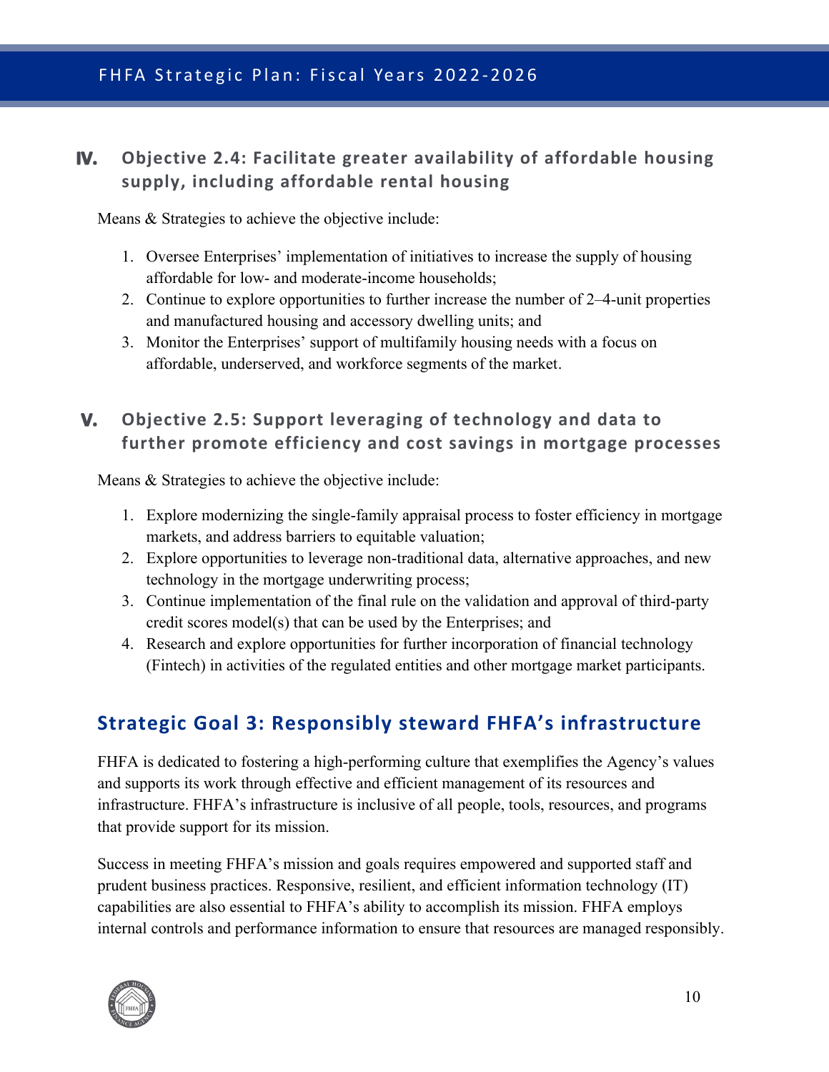### IV. Objective 2.4: Facilitate greater availability of affordable housing supply, including affordable rental housing

Means & Strategies to achieve the objective include:

1. Oversee Enterprises' implementation of initiatives to increase the supply of housing affordable for low- and moderate-income households;
2. Continue to explore opportunities to further increase the number of 2–4-unit properties and manufactured housing and accessory dwelling units; and
3. Monitor the Enterprises' support of multifamily housing needs with a focus on affordable, underserved, and workforce segments of the market.

### V. Objective 2.5: Support leveraging of technology and data to further promote efficiency and cost savings in mortgage processes

Means & Strategies to achieve the objective include:

1. Explore modernizing the single-family appraisal process to foster efficiency in mortgage markets, and address barriers to equitable valuation;
2. Explore opportunities to leverage non-traditional data, alternative approaches, and new technology in the mortgage underwriting process;
3. Continue implementation of the final rule on the validation and approval of third-party credit scores model(s) that can be used by the Enterprises; and
4. Research and explore opportunities for further incorporation of financial technology (Fintech) in activities of the regulated entities and other mortgage market participants.

## Strategic Goal 3: Responsibly steward FHFA's infrastructure

FHFA is dedicated to fostering a high-performing culture that exemplifies the Agency's values and supports its work through effective and efficient management of its resources and infrastructure. FHFA's infrastructure is inclusive of all people, tools, resources, and programs that provide support for its mission.

Success in meeting FHFA's mission and goals requires empowered and supported staff and prudent business practices. Responsive, resilient, and efficient information technology (IT) capabilities are also essential to FHFA's ability to accomplish its mission. FHFA employs internal controls and performance information to ensure that resources are managed responsibly.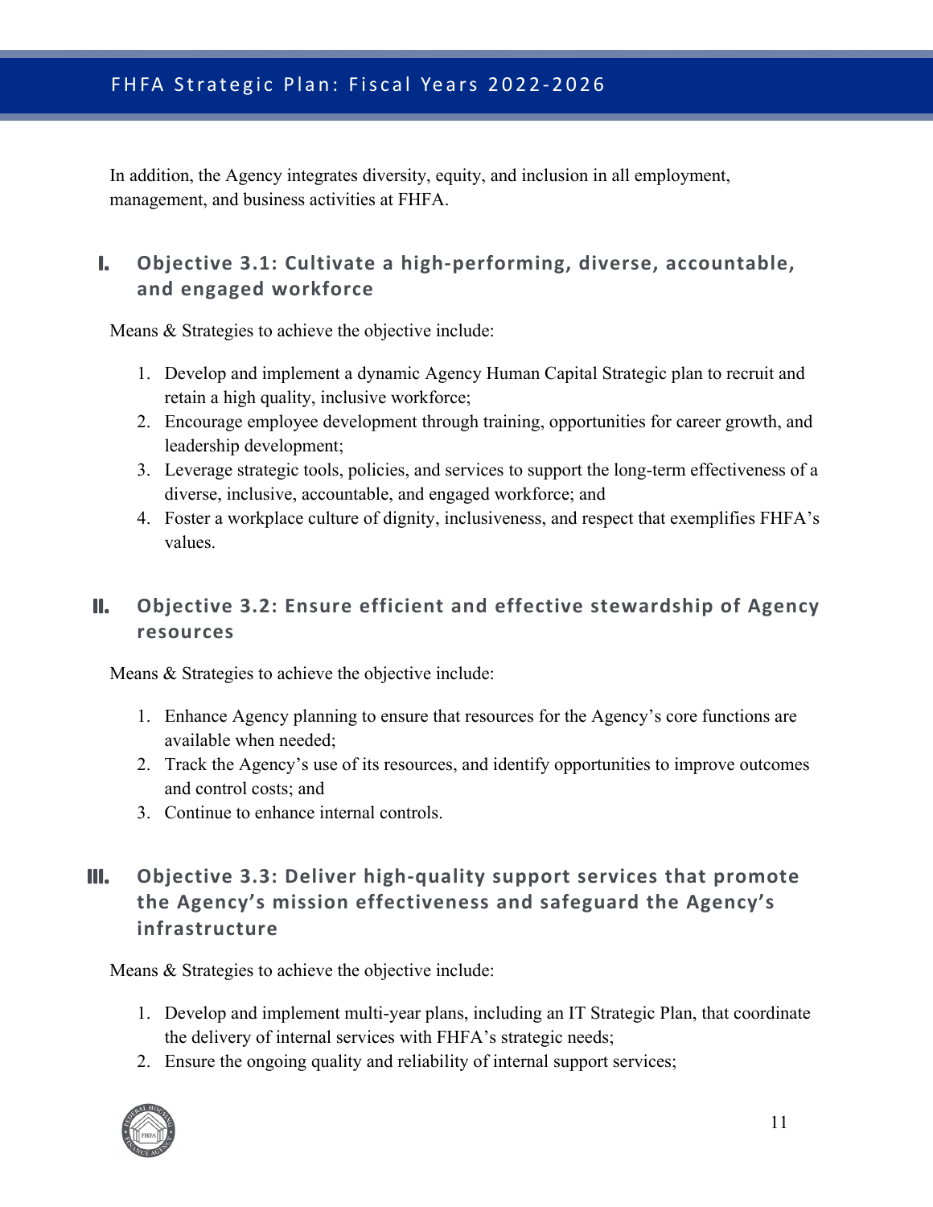In addition, the Agency integrates diversity, equity, and inclusion in all employment, management, and business activities at FHFA.

## I. Objective 3.1: Cultivate a high-performing, diverse, accountable, and engaged workforce

Means & Strategies to achieve the objective include:

1. Develop and implement a dynamic Agency Human Capital Strategic plan to recruit and retain a high quality, inclusive workforce;
2. Encourage employee development through training, opportunities for career growth, and leadership development;
3. Leverage strategic tools, policies, and services to support the long-term effectiveness of a diverse, inclusive, accountable, and engaged workforce; and
4. Foster a workplace culture of dignity, inclusiveness, and respect that exemplifies FHFA's values.

## II. Objective 3.2: Ensure efficient and effective stewardship of Agency resources

Means & Strategies to achieve the objective include:

1. Enhance Agency planning to ensure that resources for the Agency's core functions are available when needed;
2. Track the Agency's use of its resources, and identify opportunities to improve outcomes and control costs; and
3. Continue to enhance internal controls.

## III. Objective 3.3: Deliver high-quality support services that promote the Agency's mission effectiveness and safeguard the Agency's infrastructure

Means & Strategies to achieve the objective include:

1. Develop and implement multi-year plans, including an IT Strategic Plan, that coordinate the delivery of internal services with FHFA's strategic needs;
2. Ensure the ongoing quality and reliability of internal support services;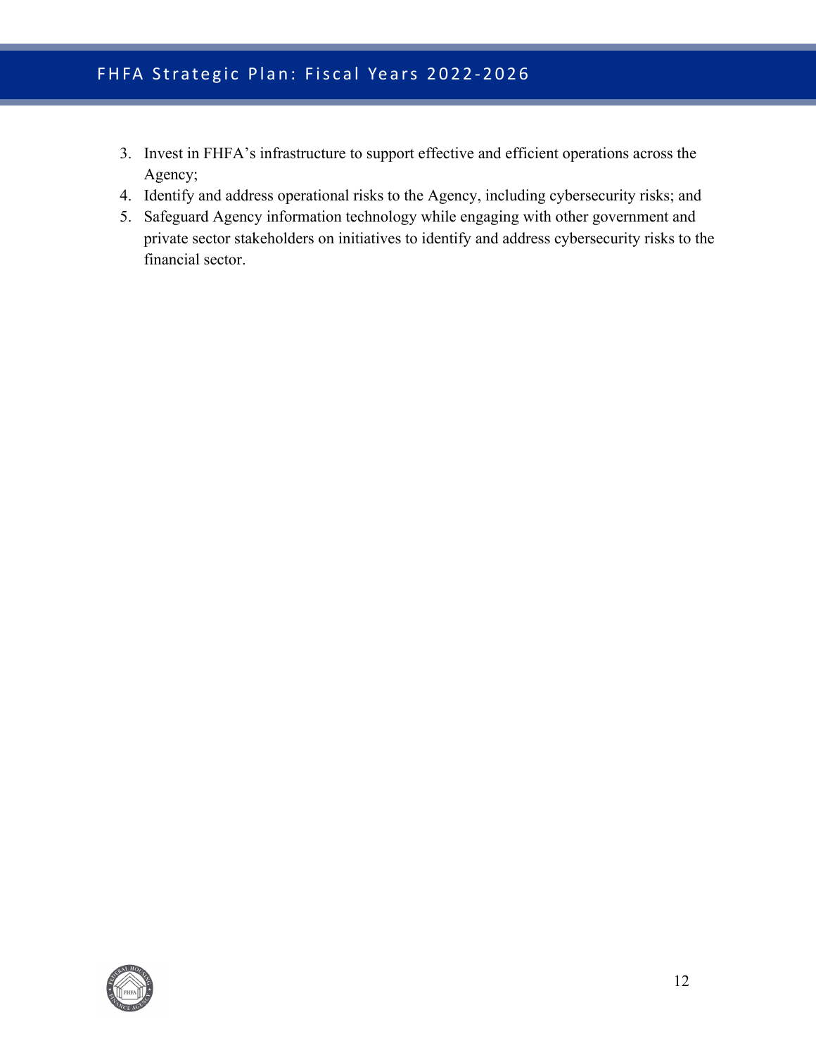3. Invest in FHFA's infrastructure to support effective and efficient operations across the Agency;
4. Identify and address operational risks to the Agency, including cybersecurity risks; and
5. Safeguard Agency information technology while engaging with other government and private sector stakeholders on initiatives to identify and address cybersecurity risks to the financial sector.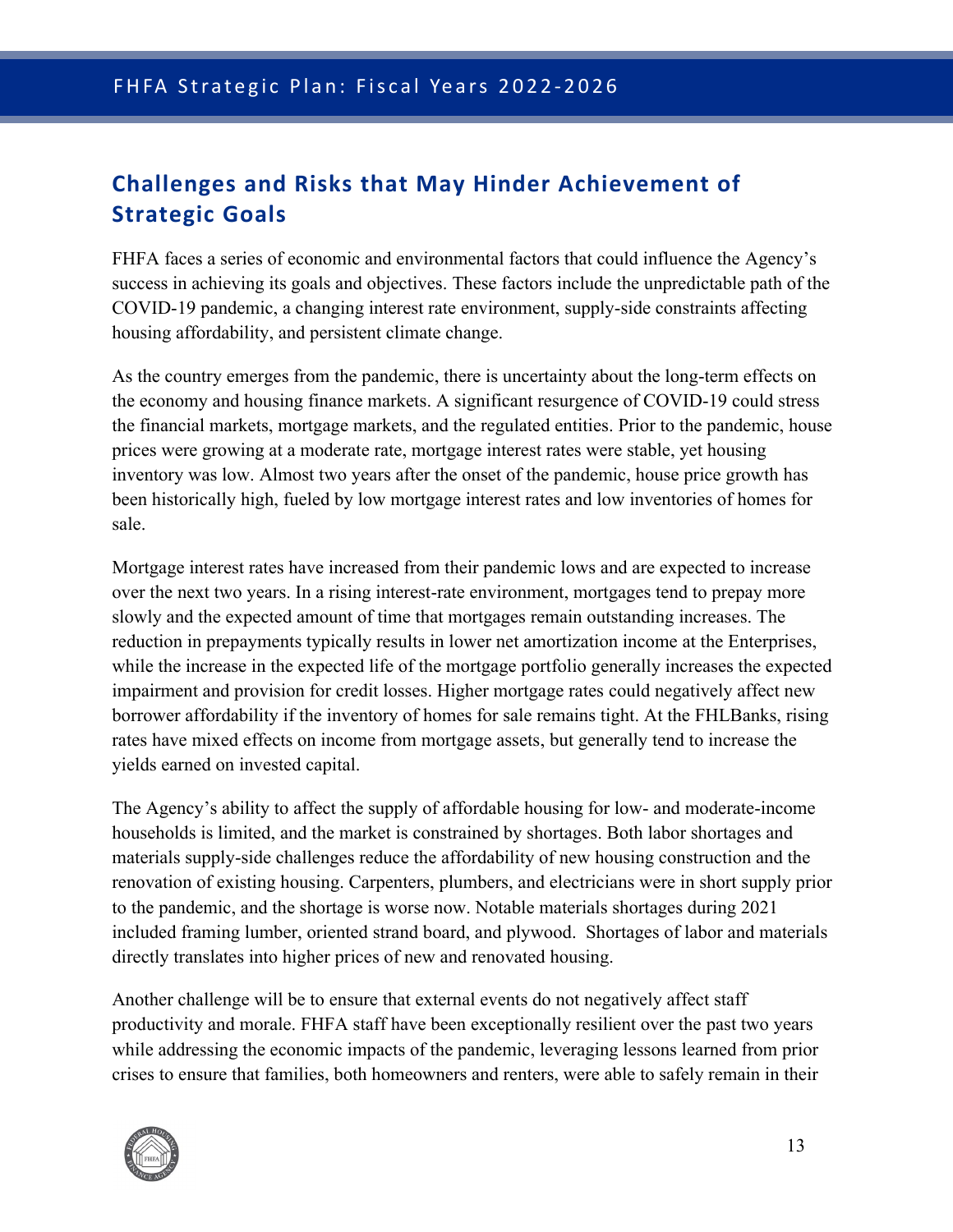## Challenges and Risks that May Hinder Achievement of Strategic Goals

FHFA faces a series of economic and environmental factors that could influence the Agency's success in achieving its goals and objectives. These factors include the unpredictable path of the COVID-19 pandemic, a changing interest rate environment, supply-side constraints affecting housing affordability, and persistent climate change.

As the country emerges from the pandemic, there is uncertainty about the long-term effects on the economy and housing finance markets. A significant resurgence of COVID-19 could stress the financial markets, mortgage markets, and the regulated entities. Prior to the pandemic, house prices were growing at a moderate rate, mortgage interest rates were stable, yet housing inventory was low. Almost two years after the onset of the pandemic, house price growth has been historically high, fueled by low mortgage interest rates and low inventories of homes for sale.

Mortgage interest rates have increased from their pandemic lows and are expected to increase over the next two years. In a rising interest-rate environment, mortgages tend to prepay more slowly and the expected amount of time that mortgages remain outstanding increases. The reduction in prepayments typically results in lower net amortization income at the Enterprises, while the increase in the expected life of the mortgage portfolio generally increases the expected impairment and provision for credit losses. Higher mortgage rates could negatively affect new borrower affordability if the inventory of homes for sale remains tight. At the FHLBanks, rising rates have mixed effects on income from mortgage assets, but generally tend to increase the yields earned on invested capital.

The Agency's ability to affect the supply of affordable housing for low- and moderate-income households is limited, and the market is constrained by shortages. Both labor shortages and materials supply-side challenges reduce the affordability of new housing construction and the renovation of existing housing. Carpenters, plumbers, and electricians were in short supply prior to the pandemic, and the shortage is worse now. Notable materials shortages during 2021 included framing lumber, oriented strand board, and plywood. Shortages of labor and materials directly translates into higher prices of new and renovated housing.

Another challenge will be to ensure that external events do not negatively affect staff productivity and morale. FHFA staff have been exceptionally resilient over the past two years while addressing the economic impacts of the pandemic, leveraging lessons learned from prior crises to ensure that families, both homeowners and renters, were able to safely remain in their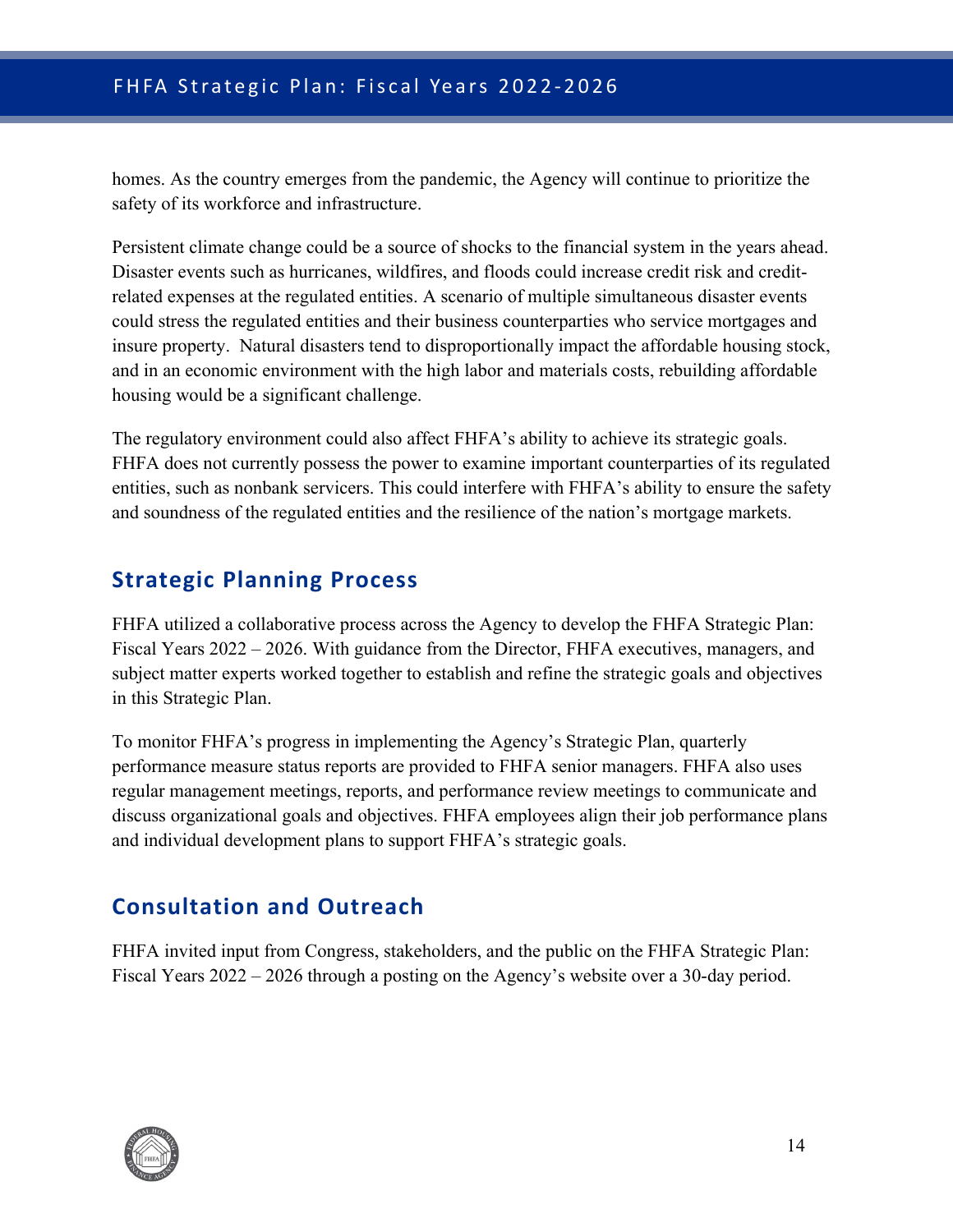homes. As the country emerges from the pandemic, the Agency will continue to prioritize the safety of its workforce and infrastructure.

Persistent climate change could be a source of shocks to the financial system in the years ahead. Disaster events such as hurricanes, wildfires, and floods could increase credit risk and credit-related expenses at the regulated entities. A scenario of multiple simultaneous disaster events could stress the regulated entities and their business counterparties who service mortgages and insure property. Natural disasters tend to disproportionally impact the affordable housing stock, and in an economic environment with the high labor and materials costs, rebuilding affordable housing would be a significant challenge.

The regulatory environment could also affect FHFA's ability to achieve its strategic goals. FHFA does not currently possess the power to examine important counterparties of its regulated entities, such as nonbank servicers. This could interfere with FHFA's ability to ensure the safety and soundness of the regulated entities and the resilience of the nation's mortgage markets.

## Strategic Planning Process

FHFA utilized a collaborative process across the Agency to develop the FHFA Strategic Plan: Fiscal Years 2022 – 2026. With guidance from the Director, FHFA executives, managers, and subject matter experts worked together to establish and refine the strategic goals and objectives in this Strategic Plan.

To monitor FHFA's progress in implementing the Agency's Strategic Plan, quarterly performance measure status reports are provided to FHFA senior managers. FHFA also uses regular management meetings, reports, and performance review meetings to communicate and discuss organizational goals and objectives. FHFA employees align their job performance plans and individual development plans to support FHFA's strategic goals.

## Consultation and Outreach

FHFA invited input from Congress, stakeholders, and the public on the FHFA Strategic Plan: Fiscal Years 2022 – 2026 through a posting on the Agency's website over a 30-day period.